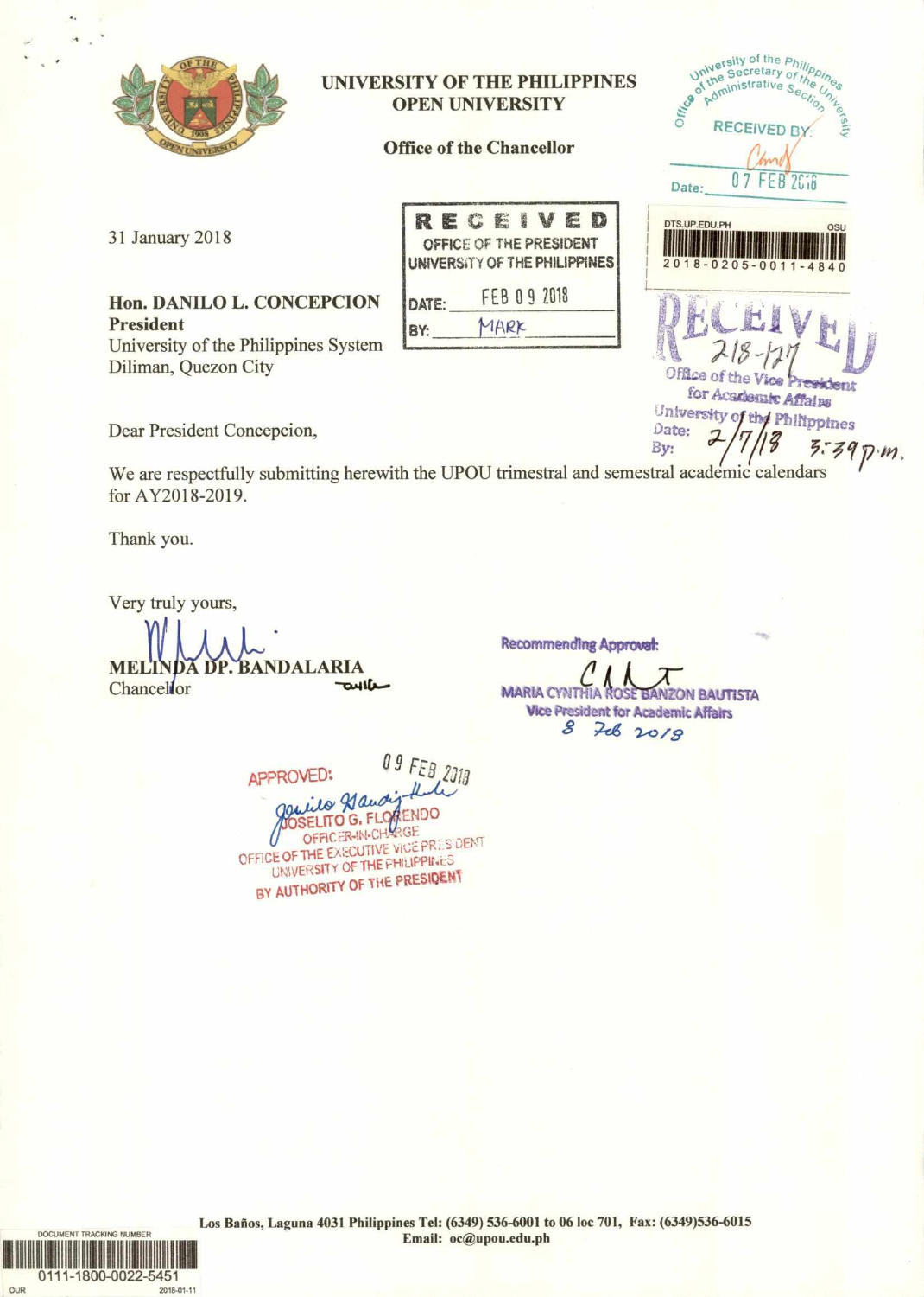# UNIVERSITY OF THE PHILIPPINES
# OPEN UNIVERSITY

## Office of the Chancellor

University of the Philippines
Office of the Secretary of the University
Administrative Section
RECEIVED BY:
Date: 07 FEB 2018

RECEIVED
OFFICE OF THE PRESIDENT
UNIVERSITY OF THE PHILIPPINES
DATE: FEB 09 2018
BY: MARK

DTS.UP.EDU.PH OSU
2018-0205-0011-4840

RECEIVED
218-127
Office of the Vice President for Academic Affairs
University of the Philippines
Date: 2/7/18 3:39 p.m.
By:

31 January 2018

**Hon. DANILO L. CONCEPCION**
**President**
University of the Philippines System
Diliman, Quezon City

Dear President Concepcion,

We are respectfully submitting herewith the UPOU trimestral and semestral academic calendars for AY2018-2019.

Thank you.

Very truly yours,

**MELINDA DP. BANDALARIA**
Chancellor

Recommending Approval:

**MARIA CYNTHIA ROSE BANZON BAUTISTA**
Vice President for Academic Affairs
8 Feb 2018

APPROVED: 09 FEB 2018

JOSELITO G. FLORENDO
OFFICER-IN-CHARGE
OFFICE OF THE EXECUTIVE VICE PRESIDENT
UNIVERSITY OF THE PHILIPPINES
BY AUTHORITY OF THE PRESIDENT

Los Baños, Laguna 4031 Philippines Tel: (6349) 536-6001 to 06 loc 701, Fax: (6349)536-6015
Email: oc@upou.edu.ph

DOCUMENT TRACKING NUMBER
0111-1800-0022-5451
OUR 2018-01-11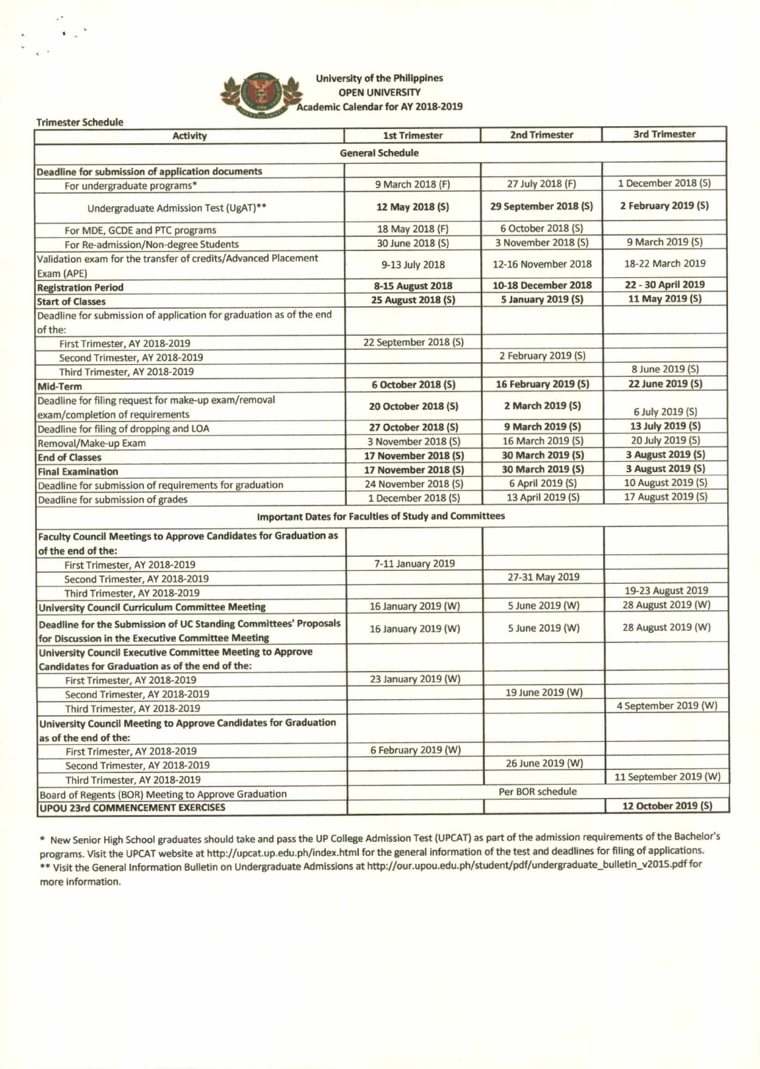**University of the Philippines**
**OPEN UNIVERSITY**
**Academic Calendar for AY 2018-2019**

**Trimester Schedule**

| Activity | 1st Trimester | 2nd Trimester | 3rd Trimester |
|---|---|---|---|
| **General Schedule** | | | |
| **Deadline for submission of application documents** | | | |
| For undergraduate programs* | 9 March 2018 (F) | 27 July 2018 (F) | 1 December 2018 (S) |
| Undergraduate Admission Test (UgAT)** | **12 May 2018 (S)** | **29 September 2018 (S)** | **2 February 2019 (S)** |
| For MDE, GCDE and PTC programs | 18 May 2018 (F) | 6 October 2018 (S) | |
| For Re-admission/Non-degree Students | 30 June 2018 (S) | 3 November 2018 (S) | 9 March 2019 (S) |
| Validation exam for the transfer of credits/Advanced Placement Exam (APE) | 9-13 July 2018 | 12-16 November 2018 | 18-22 March 2019 |
| **Registration Period** | **8-15 August 2018** | **10-18 December 2018** | **22 - 30 April 2019** |
| **Start of Classes** | **25 August 2018 (S)** | **5 January 2019 (S)** | **11 May 2019 (S)** |
| Deadline for submission of application for graduation as of the end of the: | | | |
| First Trimester, AY 2018-2019 | 22 September 2018 (S) | | |
| Second Trimester, AY 2018-2019 | | 2 February 2019 (S) | |
| Third Trimester, AY 2018-2019 | | | 8 June 2019 (S) |
| **Mid-Term** | **6 October 2018 (S)** | **16 February 2019 (S)** | **22 June 2019 (S)** |
| Deadline for filing request for make-up exam/removal exam/completion of requirements | **20 October 2018 (S)** | **2 March 2019 (S)** | 6 July 2019 (S) |
| Deadline for filing of dropping and LOA | **27 October 2018 (S)** | **9 March 2019 (S)** | **13 July 2019 (S)** |
| Removal/Make-up Exam | 3 November 2018 (S) | 16 March 2019 (S) | 20 July 2019 (S) |
| **End of Classes** | **17 November 2018 (S)** | **30 March 2019 (S)** | **3 August 2019 (S)** |
| **Final Examination** | **17 November 2018 (S)** | **30 March 2019 (S)** | **3 August 2019 (S)** |
| Deadline for submission of requirements for graduation | 24 November 2018 (S) | 6 April 2019 (S) | 10 August 2019 (S) |
| Deadline for submission of grades | 1 December 2018 (S) | 13 April 2019 (S) | 17 August 2019 (S) |
| **Important Dates for Faculties of Study and Committees** | | | |
| **Faculty Council Meetings to Approve Candidates for Graduation as of the end of the:** | | | |
| First Trimester, AY 2018-2019 | 7-11 January 2019 | | |
| Second Trimester, AY 2018-2019 | | 27-31 May 2019 | |
| Third Trimester, AY 2018-2019 | | | 19-23 August 2019 |
| **University Council Curriculum Committee Meeting** | 16 January 2019 (W) | 5 June 2019 (W) | 28 August 2019 (W) |
| **Deadline for the Submission of UC Standing Committees' Proposals for Discussion in the Executive Committee Meeting** | 16 January 2019 (W) | 5 June 2019 (W) | 28 August 2019 (W) |
| **University Council Executive Committee Meeting to Approve Candidates for Graduation as of the end of the:** | | | |
| First Trimester, AY 2018-2019 | 23 January 2019 (W) | | |
| Second Trimester, AY 2018-2019 | | 19 June 2019 (W) | |
| Third Trimester, AY 2018-2019 | | | 4 September 2019 (W) |
| **University Council Meeting to Approve Candidates for Graduation as of the end of the:** | | | |
| First Trimester, AY 2018-2019 | 6 February 2019 (W) | | |
| Second Trimester, AY 2018-2019 | | 26 June 2019 (W) | |
| Third Trimester, AY 2018-2019 | | | 11 September 2019 (W) |
| Board of Regents (BOR) Meeting to Approve Graduation | Per BOR schedule | | |
| **UPOU 23rd COMMENCEMENT EXERCISES** | | | **12 October 2019 (S)** |

\* New Senior High School graduates should take and pass the UP College Admission Test (UPCAT) as part of the admission requirements of the Bachelor's programs. Visit the UPCAT website at http://upcat.up.edu.ph/index.html for the general information of the test and deadlines for filing of applications.

** Visit the General Information Bulletin on Undergraduate Admissions at http://our.upou.edu.ph/student/pdf/undergraduate_bulletin_v2015.pdf for more information.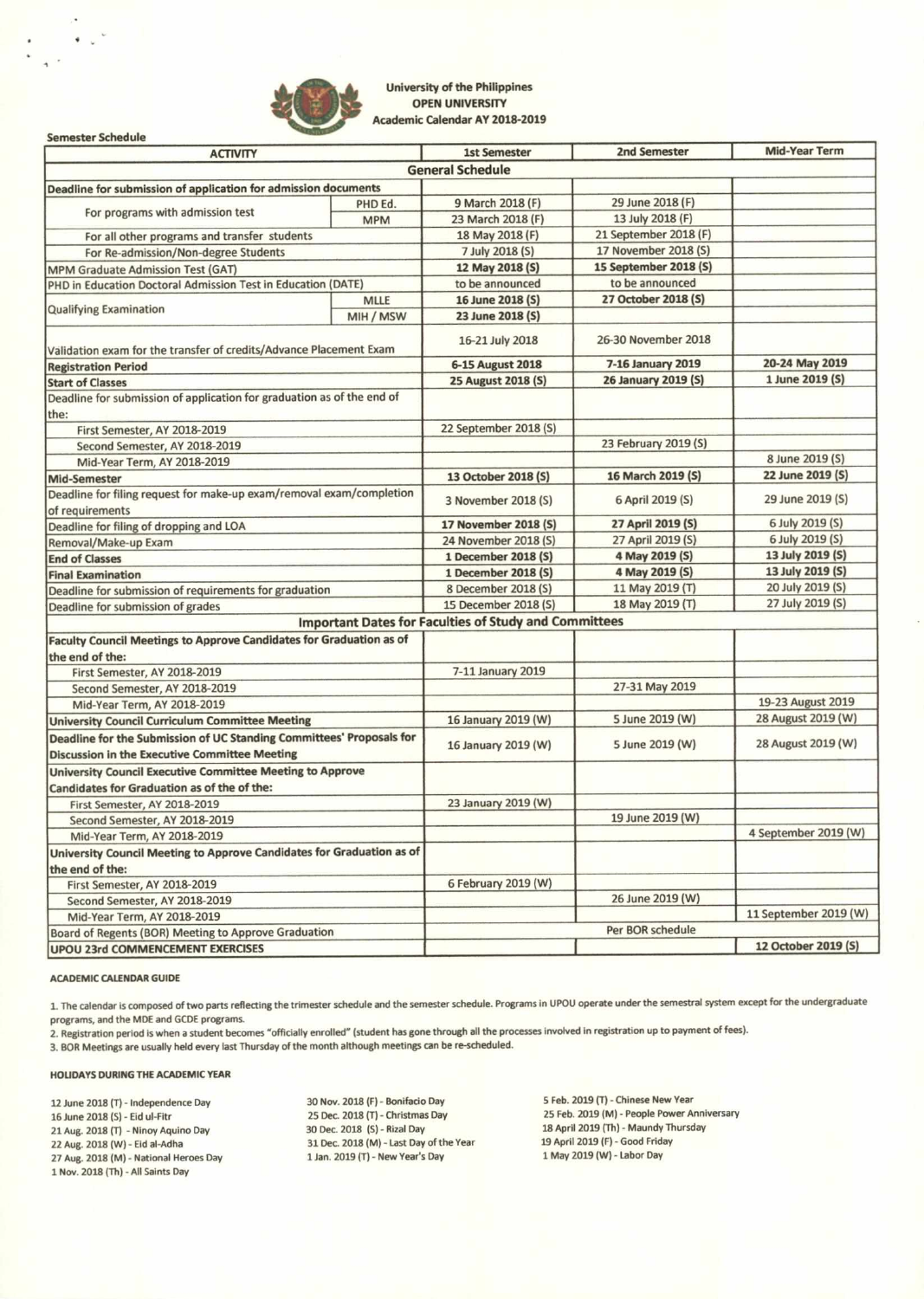**University of the Philippines**
**OPEN UNIVERSITY**
**Academic Calendar AY 2018-2019**

**Semester Schedule**

| ACTIVITY | | 1st Semester | 2nd Semester | Mid-Year Term |
|---|---|---|---|---|
| **General Schedule** | | | | |
| **Deadline for submission of application for admission documents** | | | | |
| For programs with admission test | PHD Ed. | 9 March 2018 (F) | 29 June 2018 (F) | |
| | MPM | 23 March 2018 (F) | 13 July 2018 (F) | |
| For all other programs and transfer students | | 18 May 2018 (F) | 21 September 2018 (F) | |
| For Re-admission/Non-degree Students | | 7 July 2018 (S) | 17 November 2018 (S) | |
| MPM Graduate Admission Test (GAT) | | **12 May 2018 (S)** | **15 September 2018 (S)** | |
| PHD in Education Doctoral Admission Test in Education (DATE) | | to be announced | to be announced | |
| Qualifying Examination | MLLE | **16 June 2018 (S)** | **27 October 2018 (S)** | |
| | MIH / MSW | **23 June 2018 (S)** | | |
| Validation exam for the transfer of credits/Advance Placement Exam | | 16-21 July 2018 | 26-30 November 2018 | |
| **Registration Period** | | **6-15 August 2018** | **7-16 January 2019** | **20-24 May 2019** |
| **Start of Classes** | | **25 August 2018 (S)** | **26 January 2019 (S)** | **1 June 2019 (S)** |
| Deadline for submission of application for graduation as of the end of the: | | | | |
| First Semester, AY 2018-2019 | | 22 September 2018 (S) | | |
| Second Semester, AY 2018-2019 | | | 23 February 2019 (S) | |
| Mid-Year Term, AY 2018-2019 | | | | 8 June 2019 (S) |
| **Mid-Semester** | | **13 October 2018 (S)** | **16 March 2019 (S)** | **22 June 2019 (S)** |
| Deadline for filing request for make-up exam/removal exam/completion of requirements | | 3 November 2018 (S) | 6 April 2019 (S) | 29 June 2019 (S) |
| Deadline for filing of dropping and LOA | | **17 November 2018 (S)** | **27 April 2019 (S)** | 6 July 2019 (S) |
| Removal/Make-up Exam | | 24 November 2018 (S) | 27 April 2019 (S) | 6 July 2019 (S) |
| **End of Classes** | | **1 December 2018 (S)** | **4 May 2019 (S)** | **13 July 2019 (S)** |
| **Final Examination** | | **1 December 2018 (S)** | **4 May 2019 (S)** | **13 July 2019 (S)** |
| Deadline for submission of requirements for graduation | | 8 December 2018 (S) | 11 May 2019 (T) | 20 July 2019 (S) |
| Deadline for submission of grades | | 15 December 2018 (S) | 18 May 2019 (T) | 27 July 2019 (S) |
| **Important Dates for Faculties of Study and Committees** | | | | |
| **Faculty Council Meetings to Approve Candidates for Graduation as of the end of the:** | | | | |
| First Semester, AY 2018-2019 | | 7-11 January 2019 | | |
| Second Semester, AY 2018-2019 | | | 27-31 May 2019 | |
| Mid-Year Term, AY 2018-2019 | | | | 19-23 August 2019 |
| **University Council Curriculum Committee Meeting** | | 16 January 2019 (W) | 5 June 2019 (W) | 28 August 2019 (W) |
| **Deadline for the Submission of UC Standing Committees' Proposals for Discussion in the Executive Committee Meeting** | | 16 January 2019 (W) | 5 June 2019 (W) | 28 August 2019 (W) |
| **University Council Executive Committee Meeting to Approve Candidates for Graduation as of the of the:** | | | | |
| First Semester, AY 2018-2019 | | 23 January 2019 (W) | | |
| Second Semester, AY 2018-2019 | | | 19 June 2019 (W) | |
| Mid-Year Term, AY 2018-2019 | | | | 4 September 2019 (W) |
| **University Council Meeting to Approve Candidates for Graduation as of the end of the:** | | | | |
| First Semester, AY 2018-2019 | | 6 February 2019 (W) | | |
| Second Semester, AY 2018-2019 | | | 26 June 2019 (W) | |
| Mid-Year Term, AY 2018-2019 | | | | 11 September 2019 (W) |
| Board of Regents (BOR) Meeting to Approve Graduation | | | Per BOR schedule | |
| **UPOU 23rd COMMENCEMENT EXERCISES** | | | | **12 October 2019 (S)** |

**ACADEMIC CALENDAR GUIDE**

1. The calendar is composed of two parts reflecting the trimester schedule and the semester schedule. Programs in UPOU operate under the semestral system except for the undergraduate programs, and the MDE and GCDE programs.
2. Registration period is when a student becomes "officially enrolled" (student has gone through all the processes involved in registration up to payment of fees).
3. BOR Meetings are usually held every last Thursday of the month although meetings can be re-scheduled.

**HOLIDAYS DURING THE ACADEMIC YEAR**

12 June 2018 (T) - Independence Day
16 June 2018 (S) - Eid ul-Fitr
21 Aug. 2018 (T) - Ninoy Aquino Day
22 Aug. 2018 (W) - Eid al-Adha
27 Aug. 2018 (M) - National Heroes Day
1 Nov. 2018 (Th) - All Saints Day
30 Nov. 2018 (F) - Bonifacio Day
25 Dec. 2018 (T) - Christmas Day
30 Dec. 2018 (S) - Rizal Day
31 Dec. 2018 (M) - Last Day of the Year
1 Jan. 2019 (T) - New Year's Day
5 Feb. 2019 (T) - Chinese New Year
25 Feb. 2019 (M) - People Power Anniversary
18 April 2019 (Th) - Maundy Thursday
19 April 2019 (F) - Good Friday
1 May 2019 (W) - Labor Day